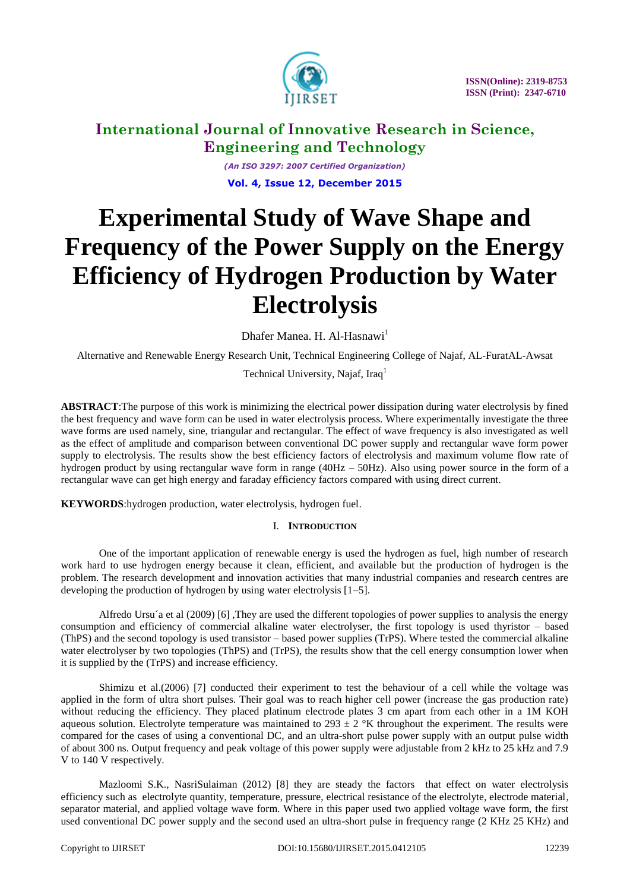# Experimental Study of Wave Shape and Frequency of the Power Supply on the Energy Efficiency of Hydrogen Production by Water Electrolysis

Dhafer Manea. H. Al-Hasnawi[1]

Alternative and Renewable Energy Research Unit, Technical Engineering College of Najaf, AL-FuratAL-Awsat Technical University, Najaf, Iraq[1]

**ABSTRACT**:The purpose of this work is minimizing the electrical power dissipation during water electrolysis by fined the best frequency and wave form can be used in water electrolysis process. Where experimentally investigate the three wave forms are used namely, sine, triangular and rectangular. The effect of wave frequency is also investigated as well as the effect of amplitude and comparison between conventional DC power supply and rectangular wave form power supply to electrolysis. The results show the best efficiency factors of electrolysis and maximum volume flow rate of hydrogen product by using rectangular wave form in range (40Hz – 50Hz). Also using power source in the form of a rectangular wave can get high energy and faraday efficiency factors compared with using direct current.

**KEYWORDS**:hydrogen production, water electrolysis, hydrogen fuel.

## I. INTRODUCTION

One of the important application of renewable energy is used the hydrogen as fuel, high number of research work hard to use hydrogen energy because it clean, efficient, and available but the production of hydrogen is the problem. The research development and innovation activities that many industrial companies and research centres are developing the production of hydrogen by using water electrolysis [1–5].

Alfredo Ursu´a et al (2009) [6] ,They are used the different topologies of power supplies to analysis the energy consumption and efficiency of commercial alkaline water electrolyser, the first topology is used thyristor – based (ThPS) and the second topology is used transistor – based power supplies (TrPS). Where tested the commercial alkaline water electrolyser by two topologies (ThPS) and (TrPS), the results show that the cell energy consumption lower when it is supplied by the (TrPS) and increase efficiency.

Shimizu et al.(2006) [7] conducted their experiment to test the behaviour of a cell while the voltage was applied in the form of ultra short pulses. Their goal was to reach higher cell power (increase the gas production rate) without reducing the efficiency. They placed platinum electrode plates 3 cm apart from each other in a 1M KOH aqueous solution. Electrolyte temperature was maintained to 293 ± 2 °K throughout the experiment. The results were compared for the cases of using a conventional DC, and an ultra-short pulse power supply with an output pulse width of about 300 ns. Output frequency and peak voltage of this power supply were adjustable from 2 kHz to 25 kHz and 7.9 V to 140 V respectively.

Mazloomi S.K., NasriSulaiman (2012) [8] they are steady the factors that effect on water electrolysis efficiency such as electrolyte quantity, temperature, pressure, electrical resistance of the electrolyte, electrode material, separator material, and applied voltage wave form. Where in this paper used two applied voltage wave form, the first used conventional DC power supply and the second used an ultra-short pulse in frequency range (2 KHz 25 KHz) and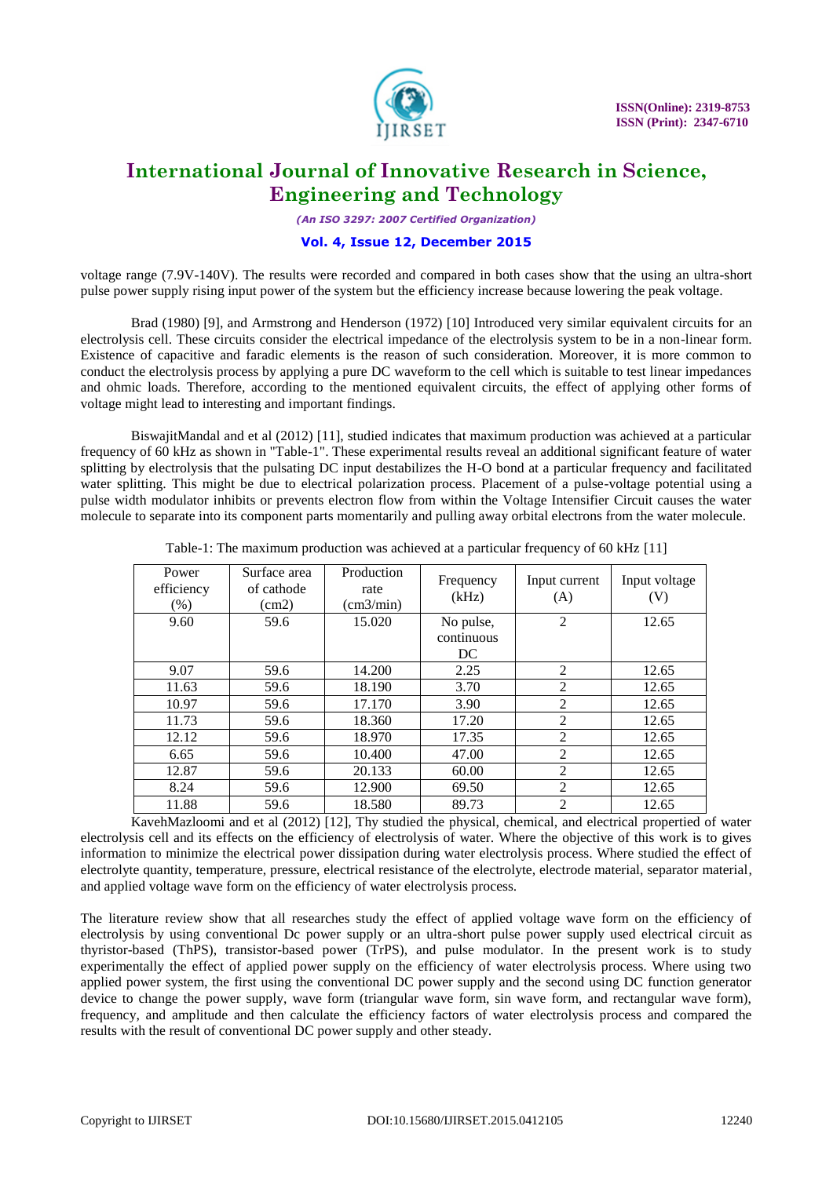voltage range (7.9V-140V). The results were recorded and compared in both cases show that the using an ultra-short pulse power supply rising input power of the system but the efficiency increase because lowering the peak voltage.

Brad (1980) [9], and Armstrong and Henderson (1972) [10] Introduced very similar equivalent circuits for an electrolysis cell. These circuits consider the electrical impedance of the electrolysis system to be in a non-linear form. Existence of capacitive and faradic elements is the reason of such consideration. Moreover, it is more common to conduct the electrolysis process by applying a pure DC waveform to the cell which is suitable to test linear impedances and ohmic loads. Therefore, according to the mentioned equivalent circuits, the effect of applying other forms of voltage might lead to interesting and important findings.

BiswajitMandal and et al (2012) [11], studied indicates that maximum production was achieved at a particular frequency of 60 kHz as shown in "Table-1". These experimental results reveal an additional significant feature of water splitting by electrolysis that the pulsating DC input destabilizes the H-O bond at a particular frequency and facilitated water splitting. This might be due to electrical polarization process. Placement of a pulse-voltage potential using a pulse width modulator inhibits or prevents electron flow from within the Voltage Intensifier Circuit causes the water molecule to separate into its component parts momentarily and pulling away orbital electrons from the water molecule.

Table-1: The maximum production was achieved at a particular frequency of 60 kHz [11]

| Power efficiency (%) | Surface area of cathode (cm2) | Production rate (cm3/min) | Frequency (kHz) | Input current (A) | Input voltage (V) |
|---|---|---|---|---|---|
| 9.60 | 59.6 | 15.020 | No pulse, continuous DC | 2 | 12.65 |
| 9.07 | 59.6 | 14.200 | 2.25 | 2 | 12.65 |
| 11.63 | 59.6 | 18.190 | 3.70 | 2 | 12.65 |
| 10.97 | 59.6 | 17.170 | 3.90 | 2 | 12.65 |
| 11.73 | 59.6 | 18.360 | 17.20 | 2 | 12.65 |
| 12.12 | 59.6 | 18.970 | 17.35 | 2 | 12.65 |
| 6.65 | 59.6 | 10.400 | 47.00 | 2 | 12.65 |
| 12.87 | 59.6 | 20.133 | 60.00 | 2 | 12.65 |
| 8.24 | 59.6 | 12.900 | 69.50 | 2 | 12.65 |
| 11.88 | 59.6 | 18.580 | 89.73 | 2 | 12.65 |

KavehMazloomi and et al (2012) [12], Thy studied the physical, chemical, and electrical propertied of water electrolysis cell and its effects on the efficiency of electrolysis of water. Where the objective of this work is to gives information to minimize the electrical power dissipation during water electrolysis process. Where studied the effect of electrolyte quantity, temperature, pressure, electrical resistance of the electrolyte, electrode material, separator material, and applied voltage wave form on the efficiency of water electrolysis process.

The literature review show that all researches study the effect of applied voltage wave form on the efficiency of electrolysis by using conventional Dc power supply or an ultra-short pulse power supply used electrical circuit as thyristor-based (ThPS), transistor-based power (TrPS), and pulse modulator. In the present work is to study experimentally the effect of applied power supply on the efficiency of water electrolysis process. Where using two applied power system, the first using the conventional DC power supply and the second using DC function generator device to change the power supply, wave form (triangular wave form, sin wave form, and rectangular wave form), frequency, and amplitude and then calculate the efficiency factors of water electrolysis process and compared the results with the result of conventional DC power supply and other steady.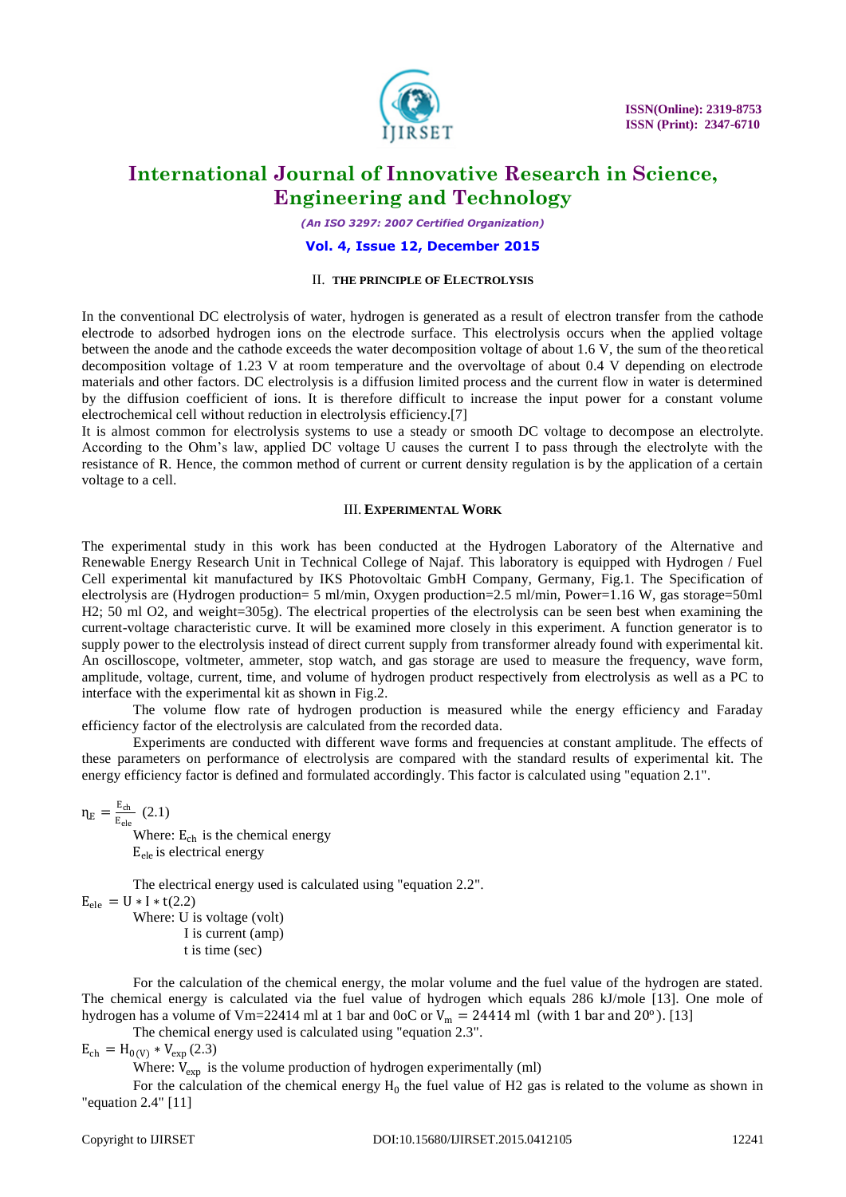## II. THE PRINCIPLE OF ELECTROLYSIS

In the conventional DC electrolysis of water, hydrogen is generated as a result of electron transfer from the cathode electrode to adsorbed hydrogen ions on the electrode surface. This electrolysis occurs when the applied voltage between the anode and the cathode exceeds the water decomposition voltage of about 1.6 V, the sum of the theoretical decomposition voltage of 1.23 V at room temperature and the overvoltage of about 0.4 V depending on electrode materials and other factors. DC electrolysis is a diffusion limited process and the current flow in water is determined by the diffusion coefficient of ions. It is therefore difficult to increase the input power for a constant volume electrochemical cell without reduction in electrolysis efficiency.[7]

It is almost common for electrolysis systems to use a steady or smooth DC voltage to decompose an electrolyte. According to the Ohm's law, applied DC voltage U causes the current I to pass through the electrolyte with the resistance of R. Hence, the common method of current or current density regulation is by the application of a certain voltage to a cell.

## III. EXPERIMENTAL WORK

The experimental study in this work has been conducted at the Hydrogen Laboratory of the Alternative and Renewable Energy Research Unit in Technical College of Najaf. This laboratory is equipped with Hydrogen / Fuel Cell experimental kit manufactured by IKS Photovoltaic GmbH Company, Germany, Fig.1. The Specification of electrolysis are (Hydrogen production= 5 ml/min, Oxygen production=2.5 ml/min, Power=1.16 W, gas storage=50ml H2; 50 ml O2, and weight=305g). The electrical properties of the electrolysis can be seen best when examining the current-voltage characteristic curve. It will be examined more closely in this experiment. A function generator is to supply power to the electrolysis instead of direct current supply from transformer already found with experimental kit. An oscilloscope, voltmeter, ammeter, stop watch, and gas storage are used to measure the frequency, wave form, amplitude, voltage, current, time, and volume of hydrogen product respectively from electrolysis as well as a PC to interface with the experimental kit as shown in Fig.2.

The volume flow rate of hydrogen production is measured while the energy efficiency and Faraday efficiency factor of the electrolysis are calculated from the recorded data.

Experiments are conducted with different wave forms and frequencies at constant amplitude. The effects of these parameters on performance of electrolysis are compared with the standard results of experimental kit. The energy efficiency factor is defined and formulated accordingly. This factor is calculated using "equation 2.1".

$$\eta_E = \frac{E_{ch}}{E_{ele}} \quad (2.1)$$

Where: $E_{ch}$ is the chemical energy
$E_{ele}$ is electrical energy

The electrical energy used is calculated using "equation 2.2".

$$E_{ele} = U * I * t \quad (2.2)$$

Where: U is voltage (volt)
I is current (amp)
t is time (sec)

For the calculation of the chemical energy, the molar volume and the fuel value of the hydrogen are stated. The chemical energy is calculated via the fuel value of hydrogen which equals 286 kJ/mole [13]. One mole of hydrogen has a volume of Vm=22414 ml at 1 bar and 0oC or $V_m = 24414$ ml (with 1 bar and 20°). [13]

The chemical energy used is calculated using "equation 2.3".

$$E_{ch} = H_{0(V)} * V_{exp} \quad (2.3)$$

Where: $V_{exp}$ is the volume production of hydrogen experimentally (ml)

For the calculation of the chemical energy $H_0$ the fuel value of H2 gas is related to the volume as shown in "equation 2.4" [11]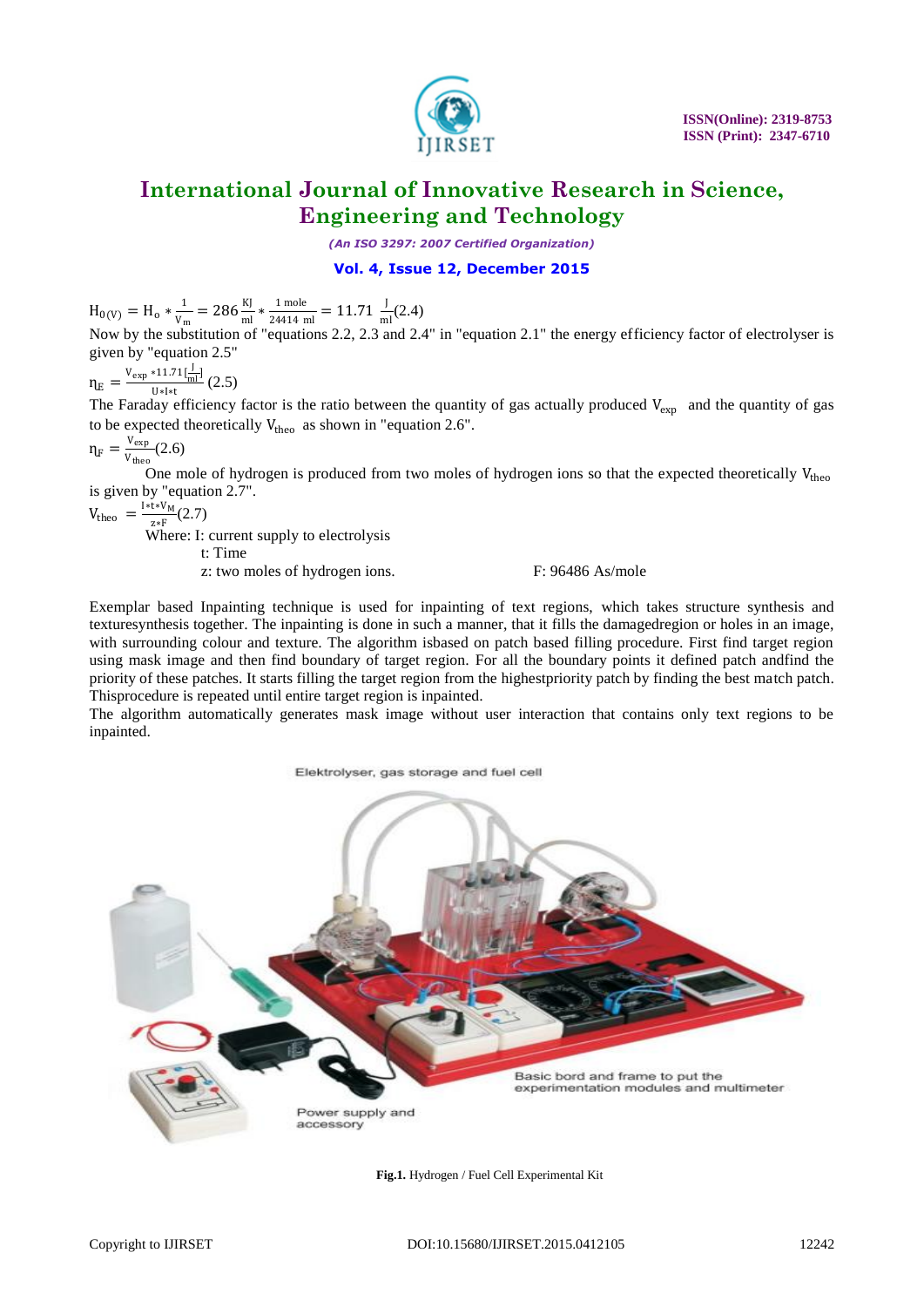$$H_{0(V)} = H_o * \frac{1}{V_m} = 286\frac{KJ}{ml} * \frac{1 \text{ mole}}{24414 \text{ ml}} = 11.71 \ \frac{J}{ml} \quad (2.4)$$

Now by the substitution of "equations 2.2, 2.3 and 2.4" in "equation 2.1" the energy efficiency factor of electrolyser is given by "equation 2.5"

$$\eta_E = \frac{V_{exp} * 11.71 [\frac{J}{ml}]}{U * I * t} \quad (2.5)$$

The Faraday efficiency factor is the ratio between the quantity of gas actually produced $V_{exp}$ and the quantity of gas to be expected theoretically $V_{theo}$ as shown in "equation 2.6".

$$\eta_F = \frac{V_{exp}}{V_{theo}} \quad (2.6)$$

One mole of hydrogen is produced from two moles of hydrogen ions so that the expected theoretically $V_{theo}$ is given by "equation 2.7".

$$V_{theo} = \frac{I * t * V_M}{z * F} \quad (2.7)$$

Where: I: current supply to electrolysis

t: Time

z: two moles of hydrogen ions. F: 96486 As/mole

Exemplar based Inpainting technique is used for inpainting of text regions, which takes structure synthesis and texturesynthesis together. The inpainting is done in such a manner, that it fills the damagedregion or holes in an image, with surrounding colour and texture. The algorithm isbased on patch based filling procedure. First find target region using mask image and then find boundary of target region. For all the boundary points it defined patch andfind the priority of these patches. It starts filling the target region from the highestpriority patch by finding the best match patch. Thisprocedure is repeated until entire target region is inpainted.

The algorithm automatically generates mask image without user interaction that contains only text regions to be inpainted.

Elektrolyser, gas storage and fuel cell

Basic bord and frame to put the experimentation modules and multimeter

Power supply and accessory

**Fig.1.** Hydrogen / Fuel Cell Experimental Kit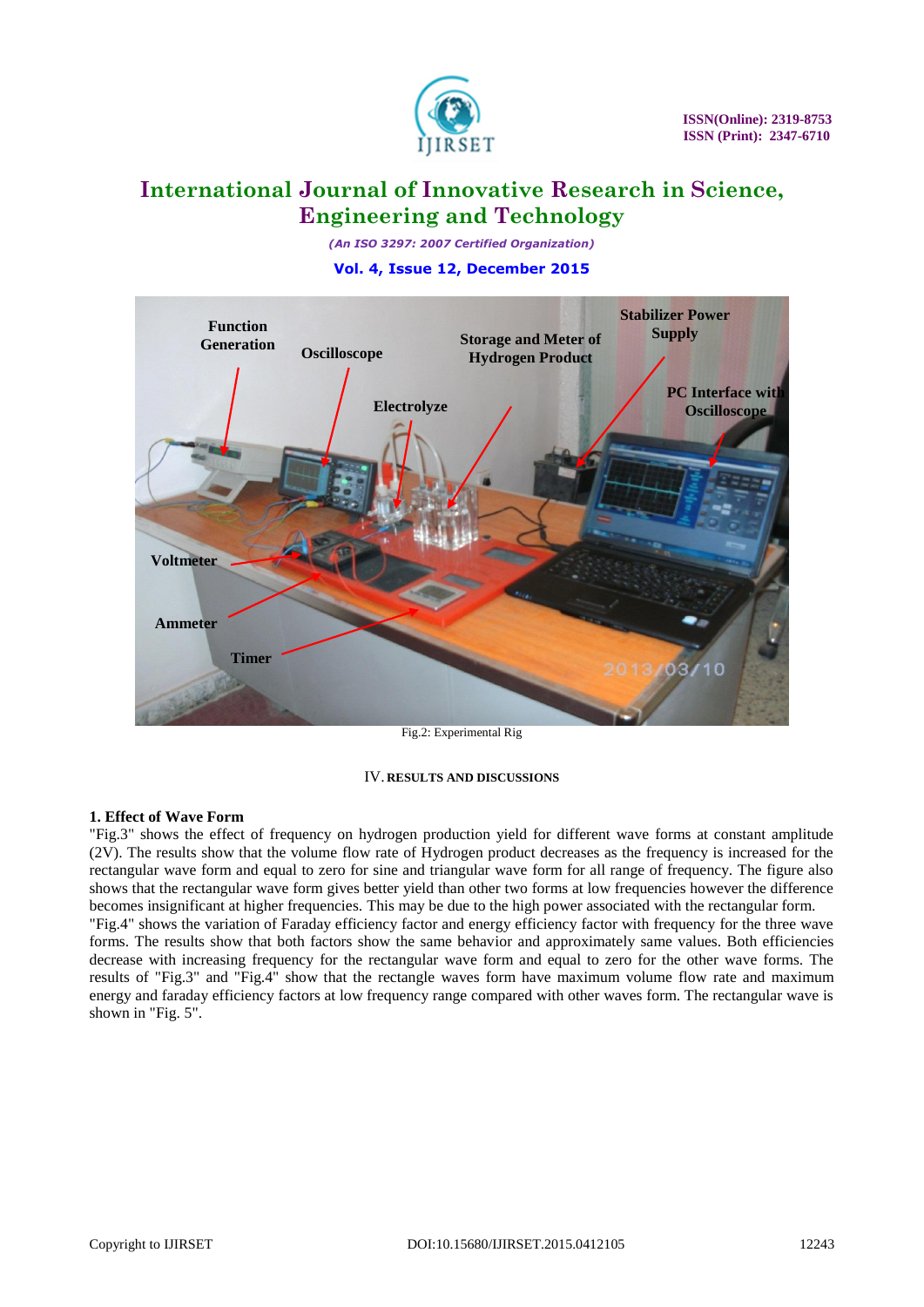Fig.2: Experimental Rig

## IV. RESULTS AND DISCUSSIONS

### 1. Effect of Wave Form

"Fig.3" shows the effect of frequency on hydrogen production yield for different wave forms at constant amplitude (2V). The results show that the volume flow rate of Hydrogen product decreases as the frequency is increased for the rectangular wave form and equal to zero for sine and triangular wave form for all range of frequency. The figure also shows that the rectangular wave form gives better yield than other two forms at low frequencies however the difference becomes insignificant at higher frequencies. This may be due to the high power associated with the rectangular form.

"Fig.4" shows the variation of Faraday efficiency factor and energy efficiency factor with frequency for the three wave forms. The results show that both factors show the same behavior and approximately same values. Both efficiencies decrease with increasing frequency for the rectangular wave form and equal to zero for the other wave forms. The results of "Fig.3" and "Fig.4" show that the rectangle waves form have maximum volume flow rate and maximum energy and faraday efficiency factors at low frequency range compared with other waves form. The rectangular wave is shown in "Fig. 5".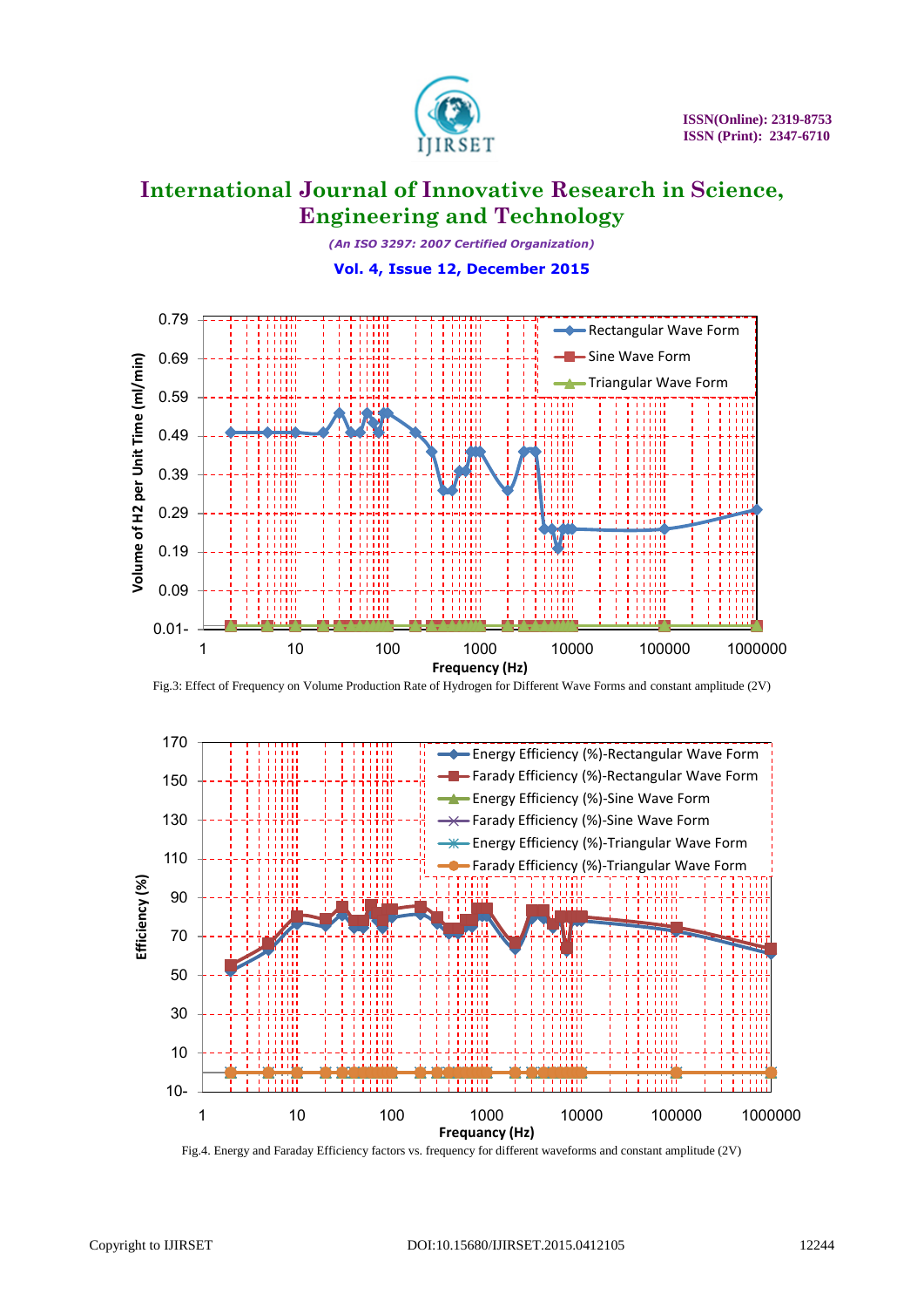Fig.3: Effect of Frequency on Volume Production Rate of Hydrogen for Different Wave Forms and constant amplitude (2V)

Fig.4. Energy and Faraday Efficiency factors vs. frequency for different waveforms and constant amplitude (2V)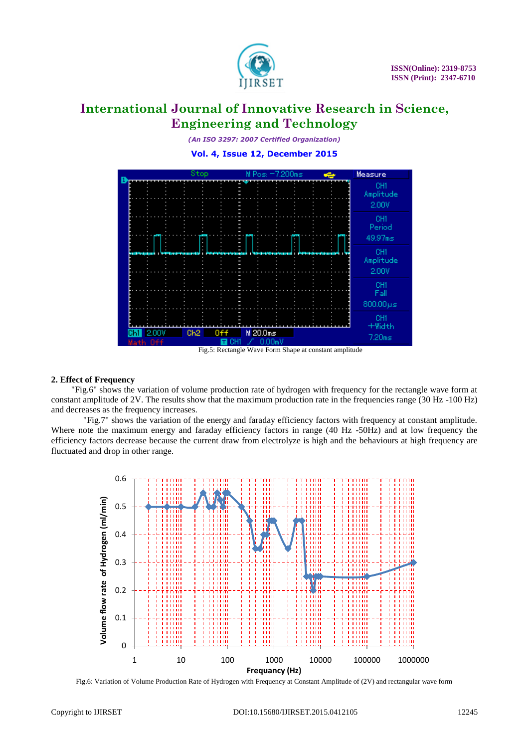Fig.5: Rectangle Wave Form Shape at constant amplitude

**2. Effect of Frequency**

"Fig.6" shows the variation of volume production rate of hydrogen with frequency for the rectangle wave form at constant amplitude of 2V. The results show that the maximum production rate in the frequencies range (30 Hz -100 Hz) and decreases as the frequency increases.

"Fig.7" shows the variation of the energy and faraday efficiency factors with frequency at constant amplitude. Where note the maximum energy and faraday efficiency factors in range (40 Hz -50Hz) and at low frequency the efficiency factors decrease because the current draw from electrolyze is high and the behaviours at high frequency are fluctuated and drop in other range.

Fig.6: Variation of Volume Production Rate of Hydrogen with Frequency at Constant Amplitude of (2V) and rectangular wave form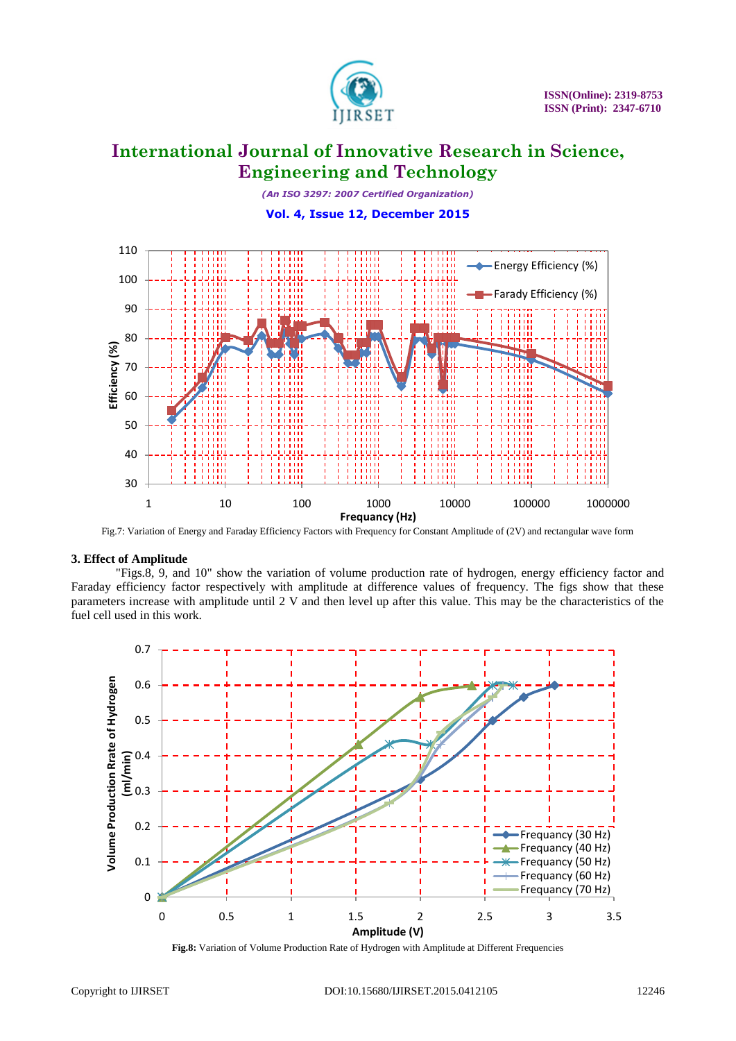Fig.7: Variation of Energy and Faraday Efficiency Factors with Frequency for Constant Amplitude of (2V) and rectangular wave form

### 3. Effect of Amplitude

"Figs.8, 9, and 10" show the variation of volume production rate of hydrogen, energy efficiency factor and Faraday efficiency factor respectively with amplitude at difference values of frequency. The figs show that these parameters increase with amplitude until 2 V and then level up after this value. This may be the characteristics of the fuel cell used in this work.

**Fig.8:** Variation of Volume Production Rate of Hydrogen with Amplitude at Different Frequencies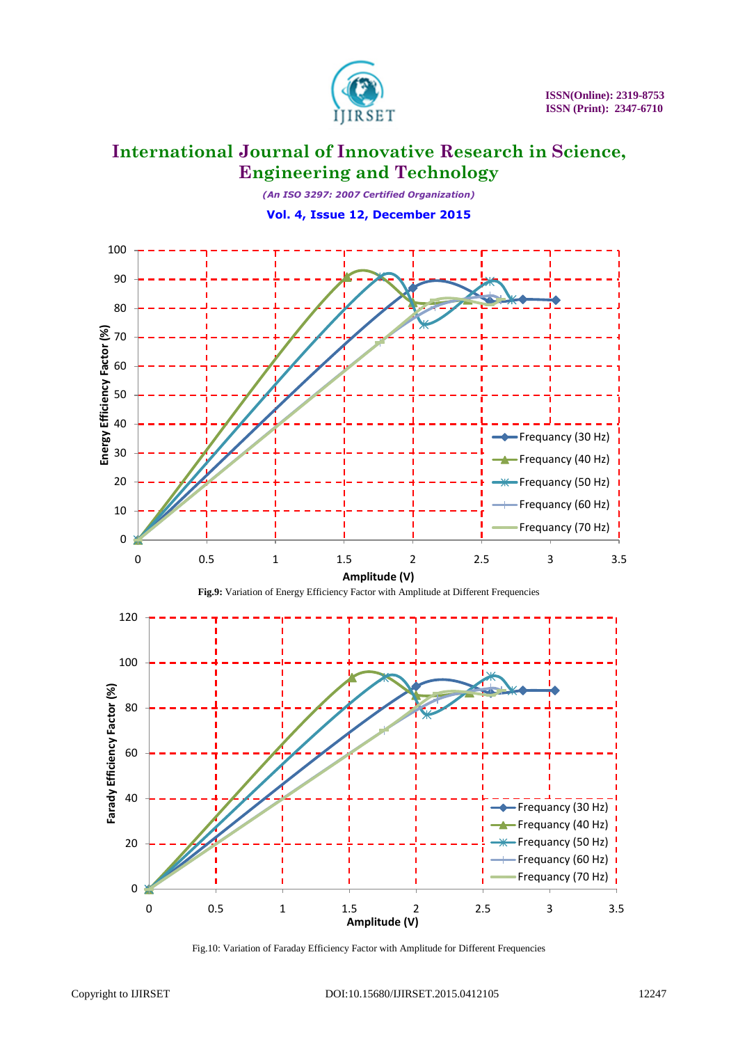**Fig.9:** Variation of Energy Efficiency Factor with Amplitude at Different Frequencies

Fig.10: Variation of Faraday Efficiency Factor with Amplitude for Different Frequencies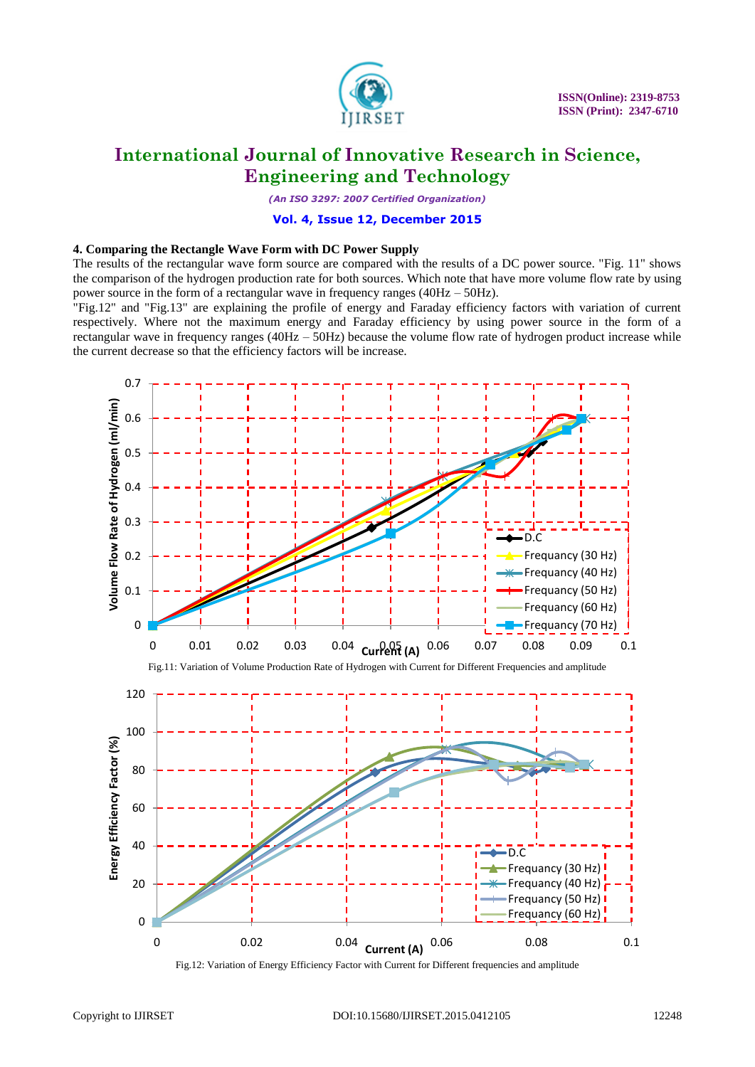### 4. Comparing the Rectangle Wave Form with DC Power Supply

The results of the rectangular wave form source are compared with the results of a DC power source. "Fig. 11" shows the comparison of the hydrogen production rate for both sources. Which note that have more volume flow rate by using power source in the form of a rectangular wave in frequency ranges (40Hz – 50Hz).

"Fig.12" and "Fig.13" are explaining the profile of energy and Faraday efficiency factors with variation of current respectively. Where not the maximum energy and Faraday efficiency by using power source in the form of a rectangular wave in frequency ranges (40Hz – 50Hz) because the volume flow rate of hydrogen product increase while the current decrease so that the efficiency factors will be increase.

Fig.11: Variation of Volume Production Rate of Hydrogen with Current for Different Frequencies and amplitude

Fig.12: Variation of Energy Efficiency Factor with Current for Different frequencies and amplitude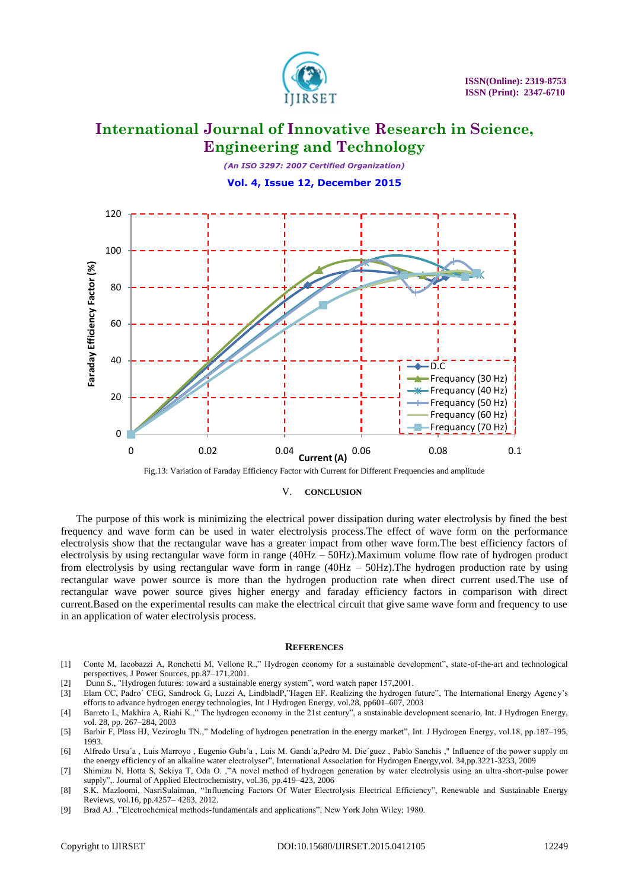Fig.13: Variation of Faraday Efficiency Factor with Current for Different Frequencies and amplitude

## V. CONCLUSION

The purpose of this work is minimizing the electrical power dissipation during water electrolysis by fined the best frequency and wave form can be used in water electrolysis process.The effect of wave form on the performance electrolysis show that the rectangular wave has a greater impact from other wave form.The best efficiency factors of electrolysis by using rectangular wave form in range (40Hz – 50Hz).Maximum volume flow rate of hydrogen product from electrolysis by using rectangular wave form in range (40Hz – 50Hz).The hydrogen production rate by using rectangular wave power source is more than the hydrogen production rate when direct current used.The use of rectangular wave power source gives higher energy and faraday efficiency factors in comparison with direct current.Based on the experimental results can make the electrical circuit that give same wave form and frequency to use in an application of water electrolysis process.

## REFERENCES

[1] Conte M, Iacobazzi A, Ronchetti M, Vellone R.," Hydrogen economy for a sustainable development", state-of-the-art and technological perspectives, J Power Sources, pp.87–171,2001.

[2] Dunn S., "Hydrogen futures: toward a sustainable energy system", word watch paper 157,2001.

[3] Elam CC, Padro´ CEG, Sandrock G, Luzzi A, LindbladP,"Hagen EF. Realizing the hydrogen future", The International Energy Agency's efforts to advance hydrogen energy technologies, Int J Hydrogen Energy, vol.28, pp601–607, 2003

[4] Barreto L, Makhira A, Riahi K.," The hydrogen economy in the 21st century", a sustainable development scenario, Int. J Hydrogen Energy, vol. 28, pp. 267–284, 2003

[5] Barbir F, Plass HJ, Veziroglu TN.," Modeling of hydrogen penetration in the energy market", Int. J Hydrogen Energy, vol.18, pp.187–195, 1993.

[6] Alfredo Ursu´a , Luis Marroyo , Eugenio Gubı´a , Luis M. Gandı´a,Pedro M. Die´guez , Pablo Sanchis ," Influence of the power supply on the energy efficiency of an alkaline water electrolyser", International Association for Hydrogen Energy,vol. 34,pp.3221-3233, 2009

[7] Shimizu N, Hotta S, Sekiya T, Oda O. ,"A novel method of hydrogen generation by water electrolysis using an ultra-short-pulse power supply",. Journal of Applied Electrochemistry, vol.36, pp.419–423, 2006

[8] S.K. Mazloomi, NasriSulaiman, "Influencing Factors Of Water Electrolysis Electrical Efficiency", Renewable and Sustainable Energy Reviews, vol.16, pp.4257– 4263, 2012.

[9] Brad AJ. ,"Electrochemical methods-fundamentals and applications", New York John Wiley; 1980.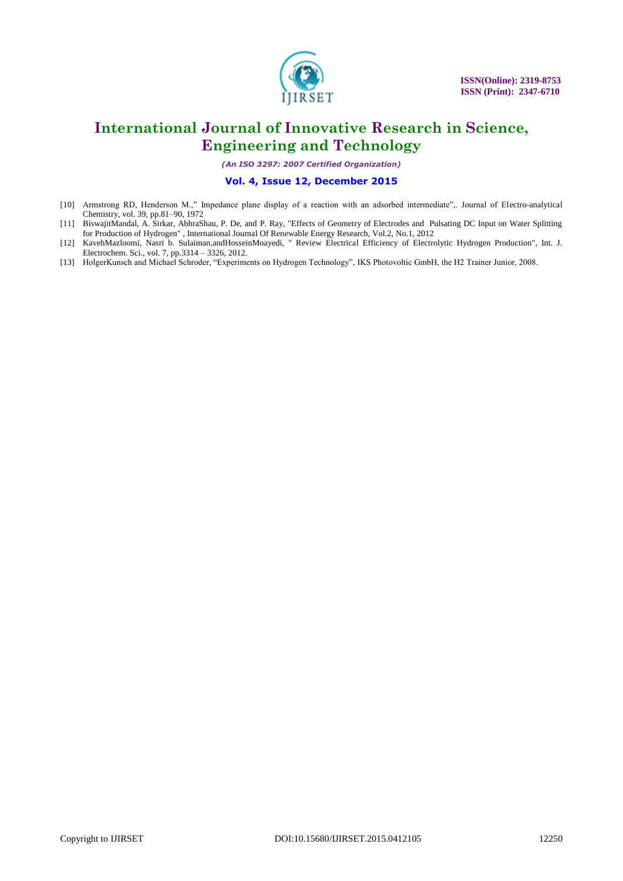[10] Armstrong RD, Henderson M.," Impedance plane display of a reaction with an adsorbed intermediate",. Journal of Electro-analytical Chemistry, vol. 39, pp.81–90, 1972

[11] BiswajitMandal, A. Sirkar, AbhraShau, P. De, and P. Ray, "Effects of Geometry of Electrodes and Pulsating DC Input on Water Splitting for Production of Hydrogen" , International Journal Of Renewable Energy Research, Vol.2, No.1, 2012

[12] KavehMazloomi, Nasri b. Sulaiman,andHosseinMoayedi, " Review Electrical Efficiency of Electrolytic Hydrogen Production", Int. J. Electrochem. Sci., vol. 7, pp.3314 – 3326, 2012.

[13] HolgerKunsch and Michael Schroder, "Experiments on Hydrogen Technology", IKS Photovoltic GmbH, the H2 Trainer Junior, 2008.